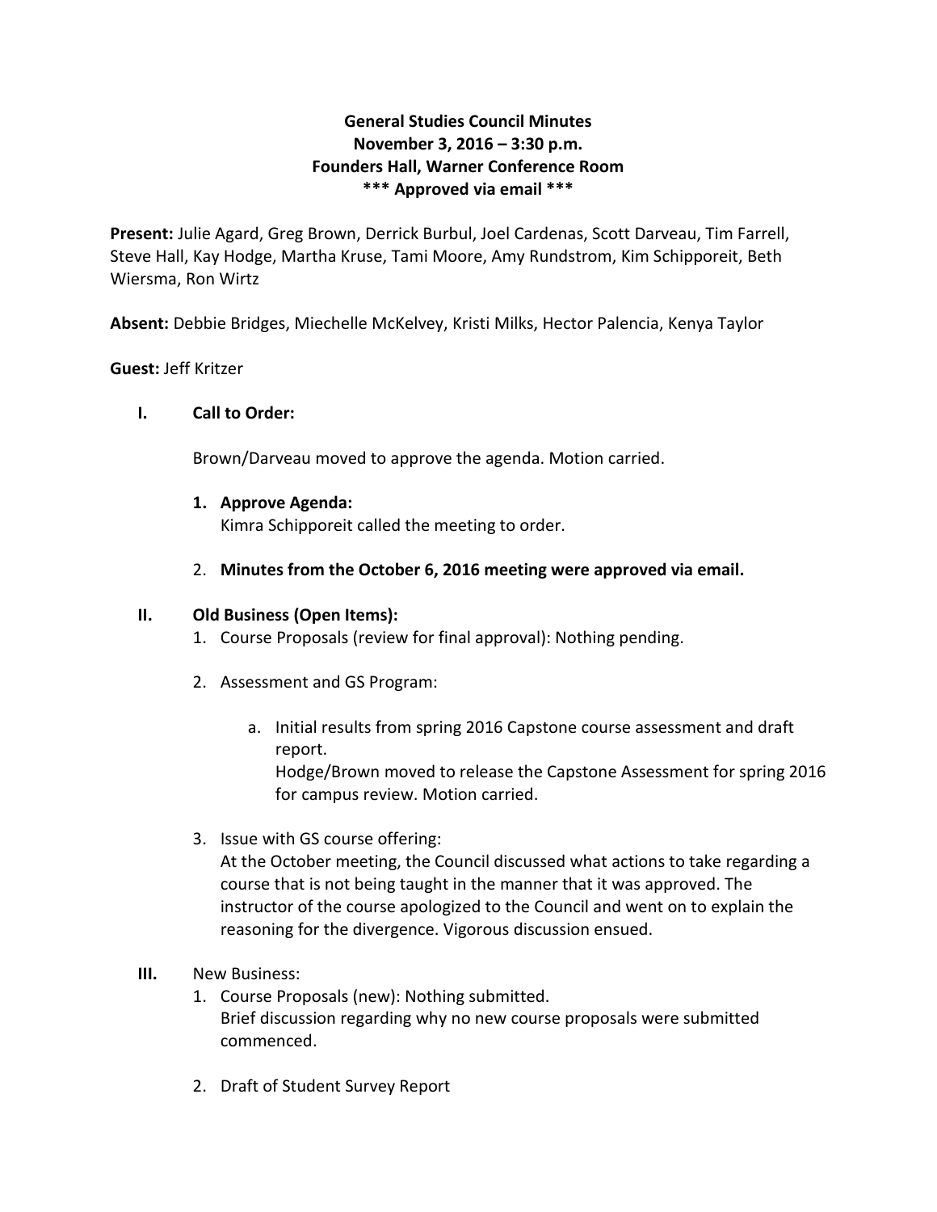# General Studies Council Minutes
## November 3, 2016 – 3:30 p.m.
## Founders Hall, Warner Conference Room
## *** Approved via email ***

**Present:** Julie Agard, Greg Brown, Derrick Burbul, Joel Cardenas, Scott Darveau, Tim Farrell, Steve Hall, Kay Hodge, Martha Kruse, Tami Moore, Amy Rundstrom, Kim Schipporeit, Beth Wiersma, Ron Wirtz

**Absent:** Debbie Bridges, Miechelle McKelvey, Kristi Milks, Hector Palencia, Kenya Taylor

**Guest:** Jeff Kritzer

**I. Call to Order:**

Brown/Darveau moved to approve the agenda. Motion carried.

1. **Approve Agenda:**
   Kimra Schipporeit called the meeting to order.

2. **Minutes from the October 6, 2016 meeting were approved via email.**

**II. Old Business (Open Items):**

1. Course Proposals (review for final approval): Nothing pending.

2. Assessment and GS Program:

   a. Initial results from spring 2016 Capstone course assessment and draft report.
      Hodge/Brown moved to release the Capstone Assessment for spring 2016 for campus review. Motion carried.

3. Issue with GS course offering:
   At the October meeting, the Council discussed what actions to take regarding a course that is not being taught in the manner that it was approved. The instructor of the course apologized to the Council and went on to explain the reasoning for the divergence. Vigorous discussion ensued.

**III.** New Business:

1. Course Proposals (new): Nothing submitted.
   Brief discussion regarding why no new course proposals were submitted commenced.

2. Draft of Student Survey Report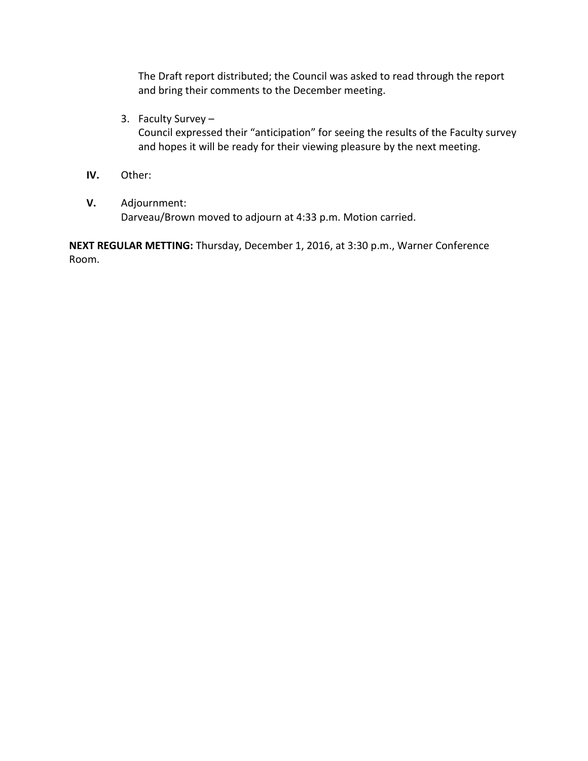The Draft report distributed; the Council was asked to read through the report and bring their comments to the December meeting.

3. Faculty Survey –
   Council expressed their "anticipation" for seeing the results of the Faculty survey and hopes it will be ready for their viewing pleasure by the next meeting.

**IV.** Other:

**V.** Adjournment:
Darveau/Brown moved to adjourn at 4:33 p.m. Motion carried.

**NEXT REGULAR METTING:** Thursday, December 1, 2016, at 3:30 p.m., Warner Conference Room.